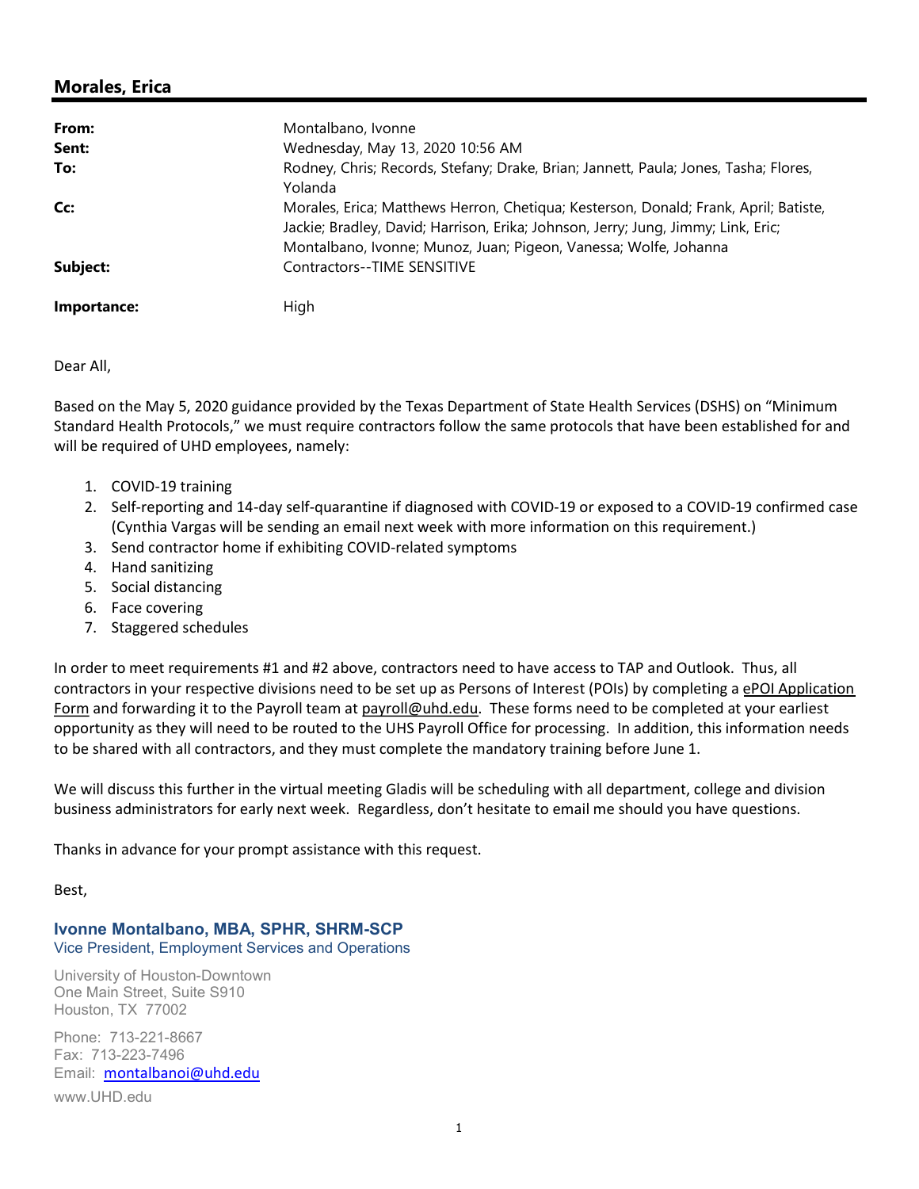## Morales, Erica

| | |
|---|---|
| **From:** | Montalbano, Ivonne |
| **Sent:** | Wednesday, May 13, 2020 10:56 AM |
| **To:** | Rodney, Chris; Records, Stefany; Drake, Brian; Jannett, Paula; Jones, Tasha; Flores, Yolanda |
| **Cc:** | Morales, Erica; Matthews Herron, Chetiqua; Kesterson, Donald; Frank, April; Batiste, Jackie; Bradley, David; Harrison, Erika; Johnson, Jerry; Jung, Jimmy; Link, Eric; Montalbano, Ivonne; Munoz, Juan; Pigeon, Vanessa; Wolfe, Johanna |
| **Subject:** | Contractors--TIME SENSITIVE |
| **Importance:** | High |

Dear All,

Based on the May 5, 2020 guidance provided by the Texas Department of State Health Services (DSHS) on "Minimum Standard Health Protocols," we must require contractors follow the same protocols that have been established for and will be required of UHD employees, namely:

1. COVID-19 training
2. Self-reporting and 14-day self-quarantine if diagnosed with COVID-19 or exposed to a COVID-19 confirmed case (Cynthia Vargas will be sending an email next week with more information on this requirement.)
3. Send contractor home if exhibiting COVID-related symptoms
4. Hand sanitizing
5. Social distancing
6. Face covering
7. Staggered schedules

In order to meet requirements #1 and #2 above, contractors need to have access to TAP and Outlook. Thus, all contractors in your respective divisions need to be set up as Persons of Interest (POIs) by completing a ePOI Application Form and forwarding it to the Payroll team at payroll@uhd.edu. These forms need to be completed at your earliest opportunity as they will need to be routed to the UHS Payroll Office for processing. In addition, this information needs to be shared with all contractors, and they must complete the mandatory training before June 1.

We will discuss this further in the virtual meeting Gladis will be scheduling with all department, college and division business administrators for early next week. Regardless, don't hesitate to email me should you have questions.

Thanks in advance for your prompt assistance with this request.

Best,

**Ivonne Montalbano, MBA, SPHR, SHRM-SCP**
Vice President, Employment Services and Operations

University of Houston-Downtown
One Main Street, Suite S910
Houston, TX 77002

Phone: 713-221-8667
Fax: 713-223-7496
Email: montalbanoi@uhd.edu

www.UHD.edu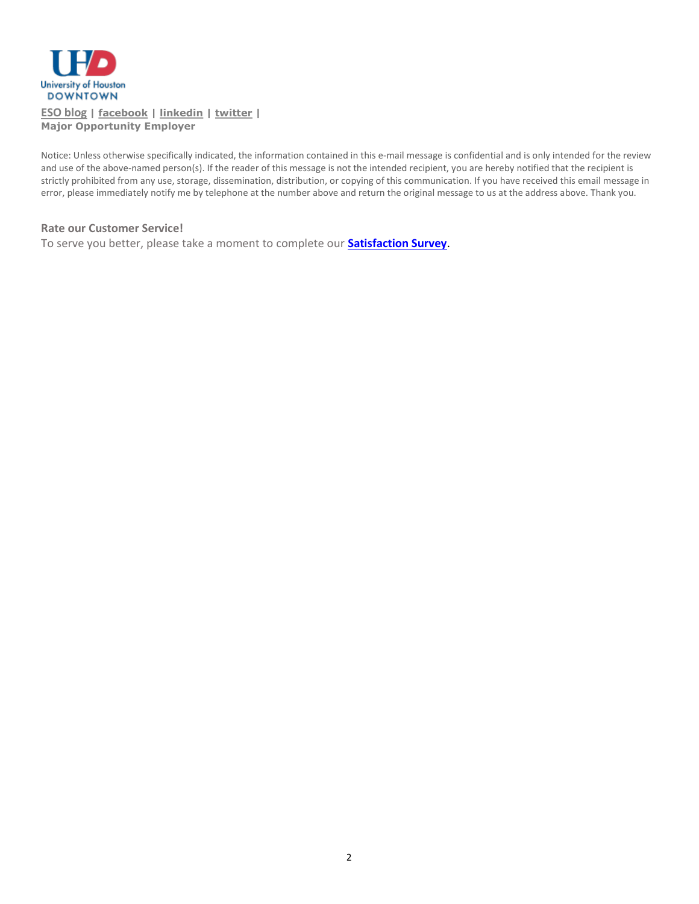University of Houston DOWNTOWN

ESO blog | facebook | linkedin | twitter |
**Major Opportunity Employer**

Notice: Unless otherwise specifically indicated, the information contained in this e-mail message is confidential and is only intended for the review and use of the above-named person(s). If the reader of this message is not the intended recipient, you are hereby notified that the recipient is strictly prohibited from any use, storage, dissemination, distribution, or copying of this communication. If you have received this email message in error, please immediately notify me by telephone at the number above and return the original message to us at the address above. Thank you.

**Rate our Customer Service!**
To serve you better, please take a moment to complete our **Satisfaction Survey**.